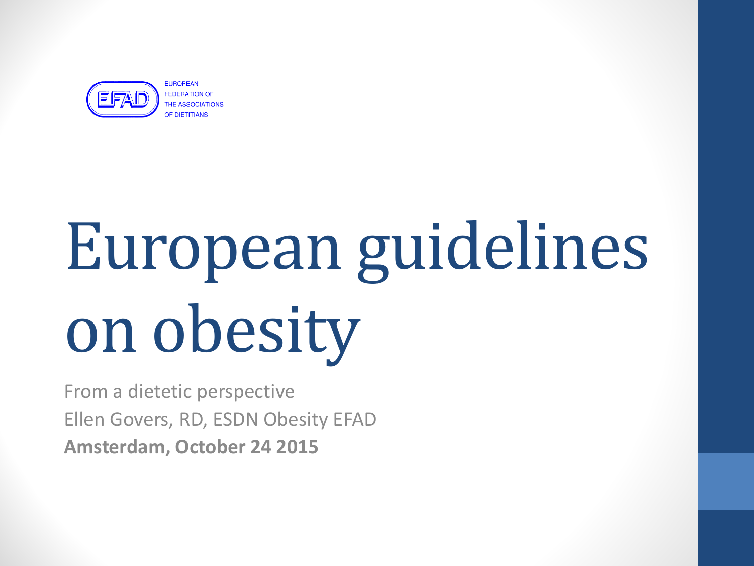EUROPEAN FEDERATION OF THE ASSOCIATIONS OF DIETITIANS

# European guidelines on obesity

From a dietetic perspective

Ellen Govers, RD, ESDN Obesity EFAD

**Amsterdam, October 24 2015**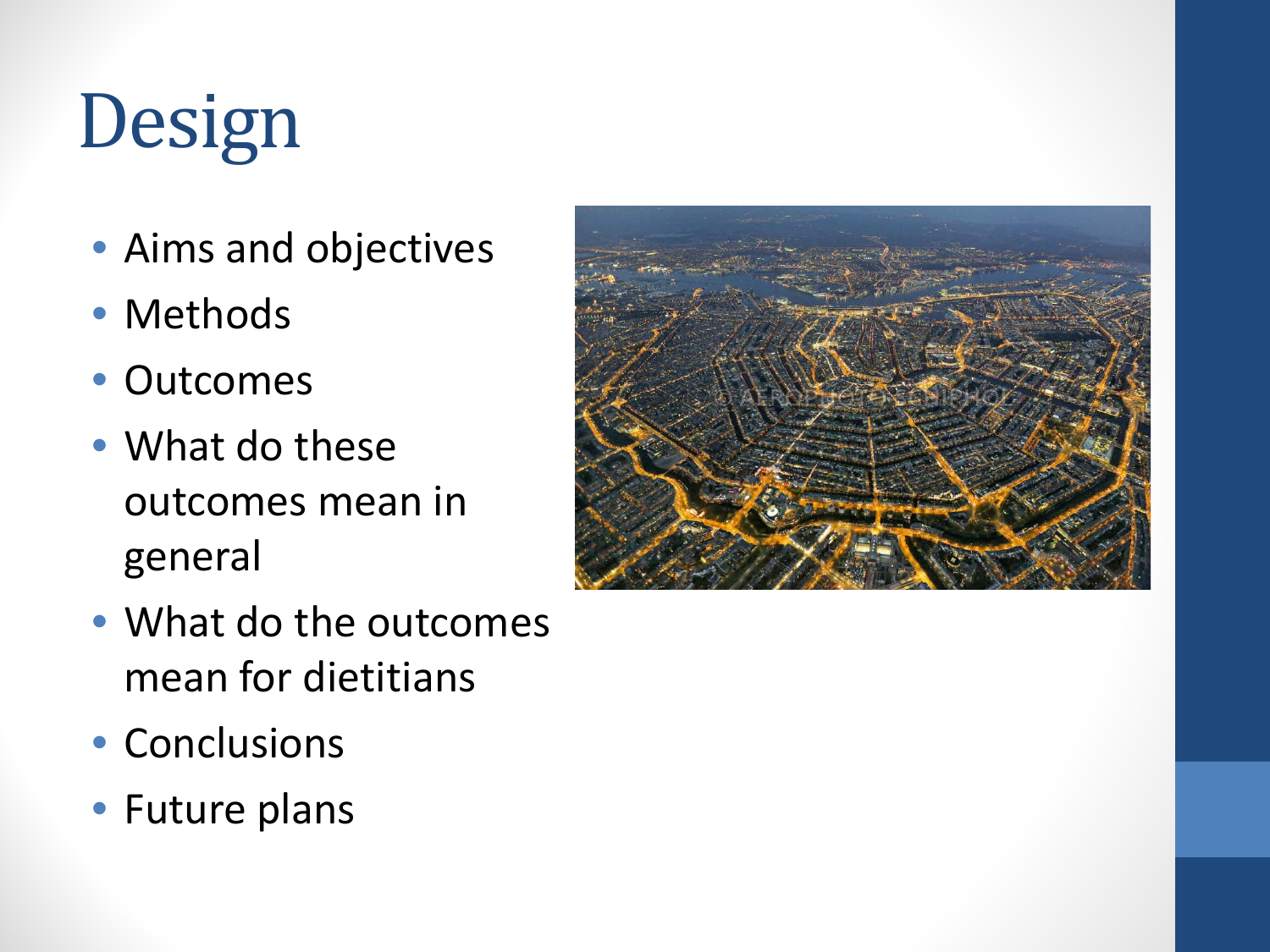# Design

- Aims and objectives
- Methods
- Outcomes
- What do these outcomes mean in general
- What do the outcomes mean for dietitians
- Conclusions
- Future plans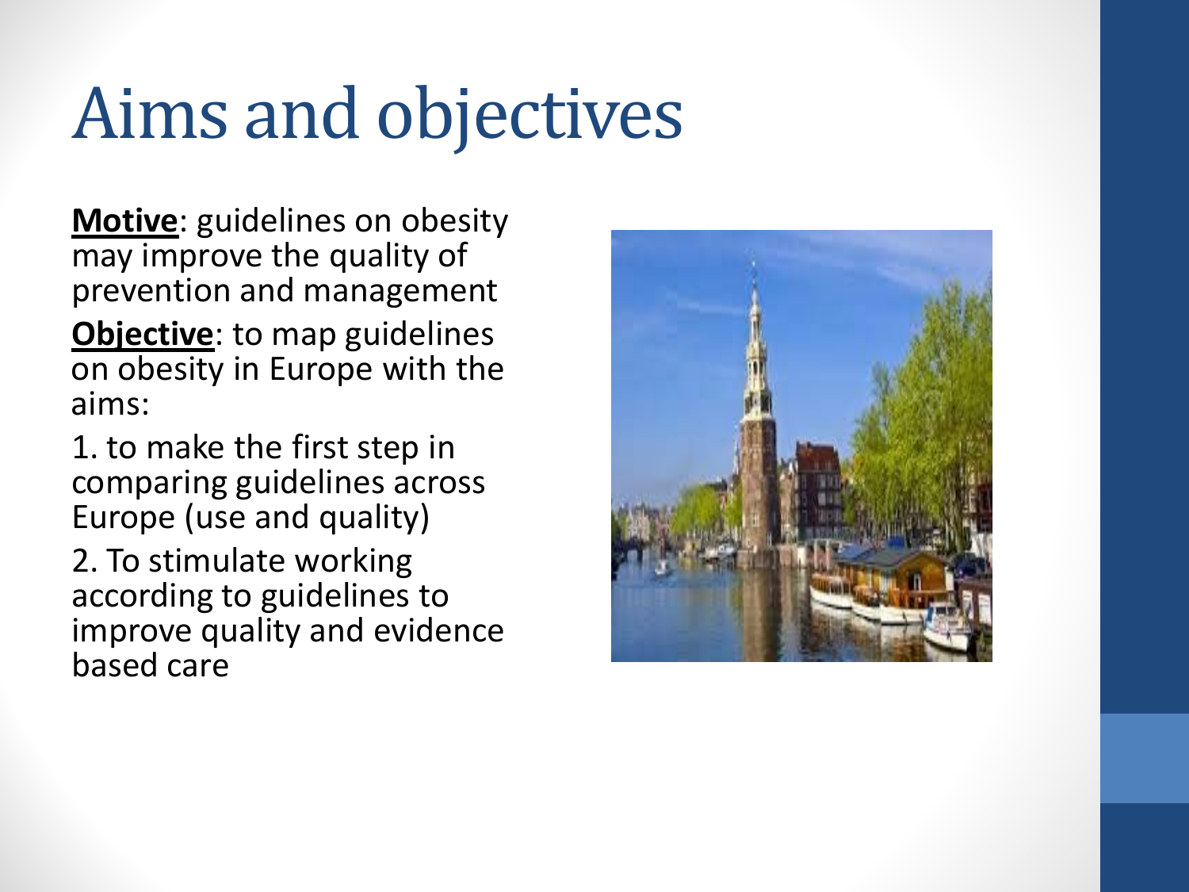# Aims and objectives

**Motive**: guidelines on obesity may improve the quality of prevention and management

**Objective**: to map guidelines on obesity in Europe with the aims:

1. to make the first step in comparing guidelines across Europe (use and quality)
2. To stimulate working according to guidelines to improve quality and evidence based care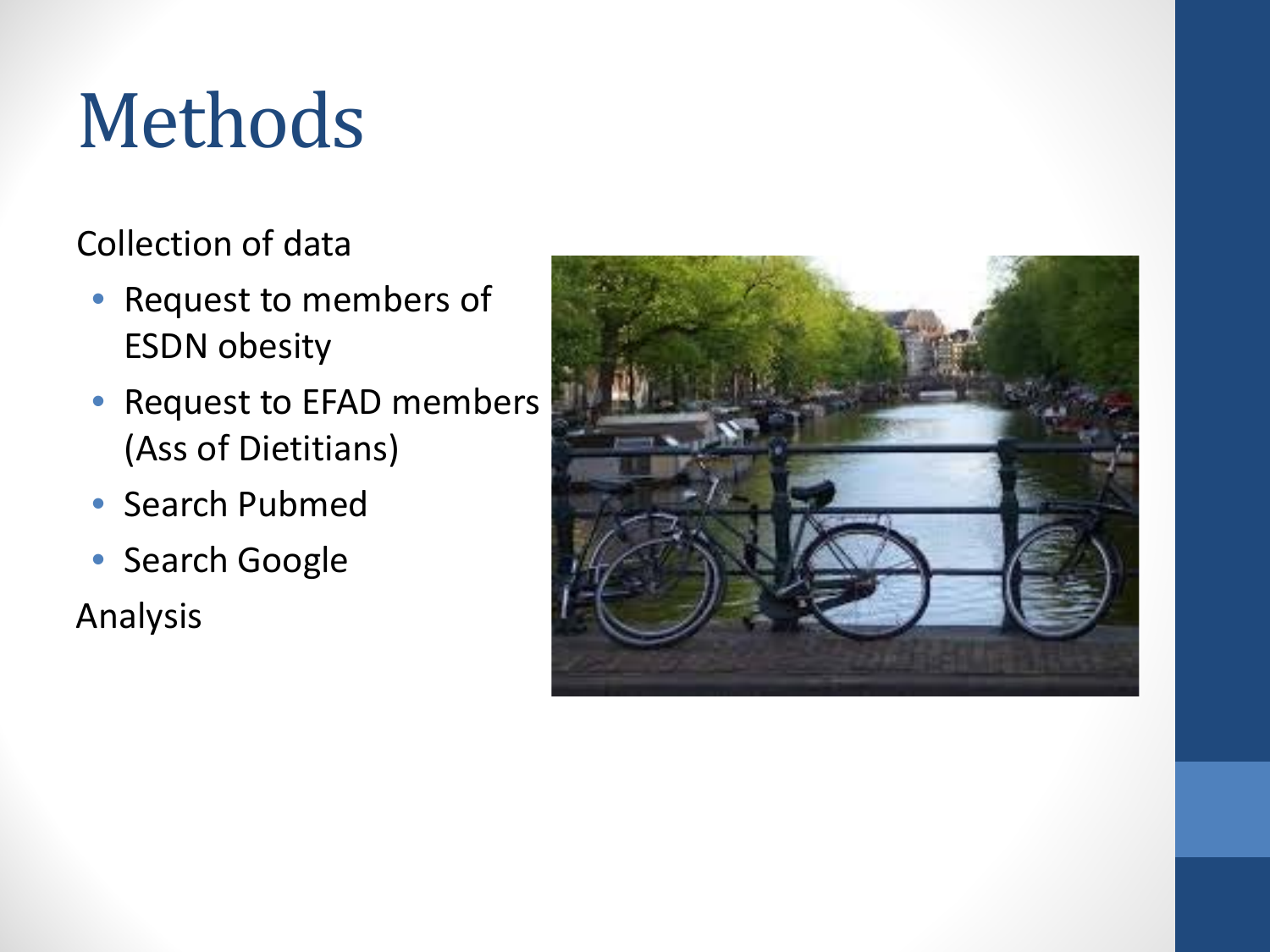# Methods

Collection of data

- Request to members of ESDN obesity
- Request to EFAD members (Ass of Dietitians)
- Search Pubmed
- Search Google

Analysis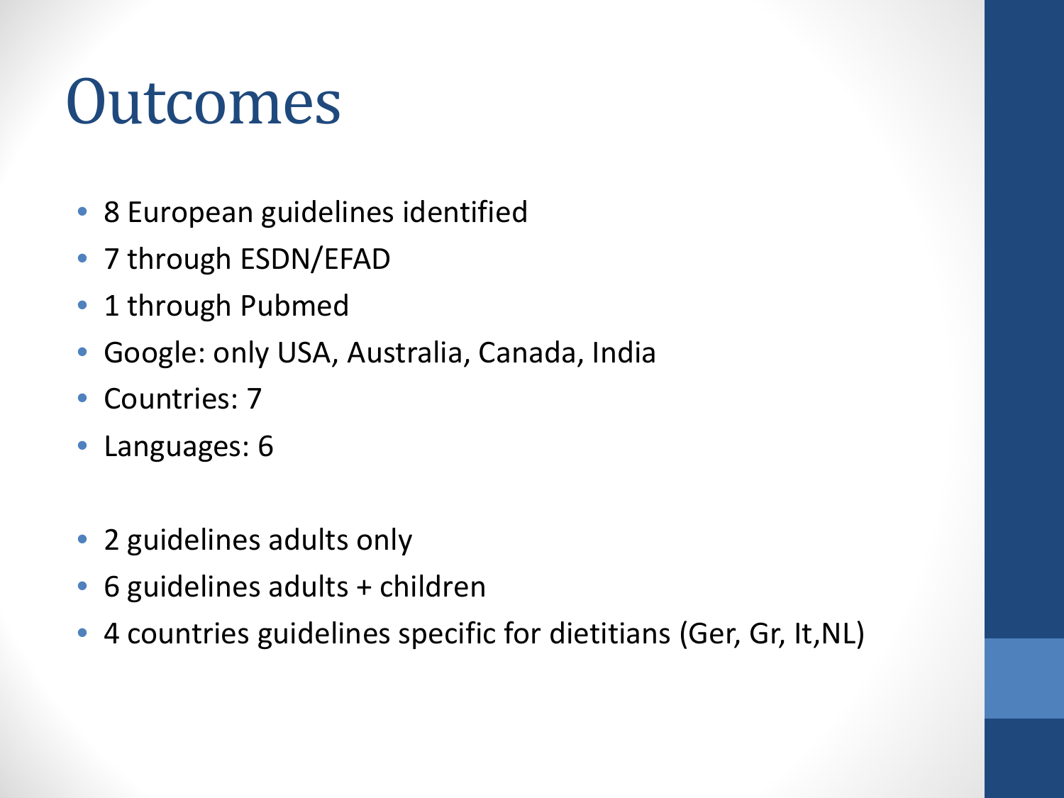# Outcomes

- 8 European guidelines identified
- 7 through ESDN/EFAD
- 1 through Pubmed
- Google: only USA, Australia, Canada, India
- Countries: 7
- Languages: 6

- 2 guidelines adults only
- 6 guidelines adults + children
- 4 countries guidelines specific for dietitians (Ger, Gr, It,NL)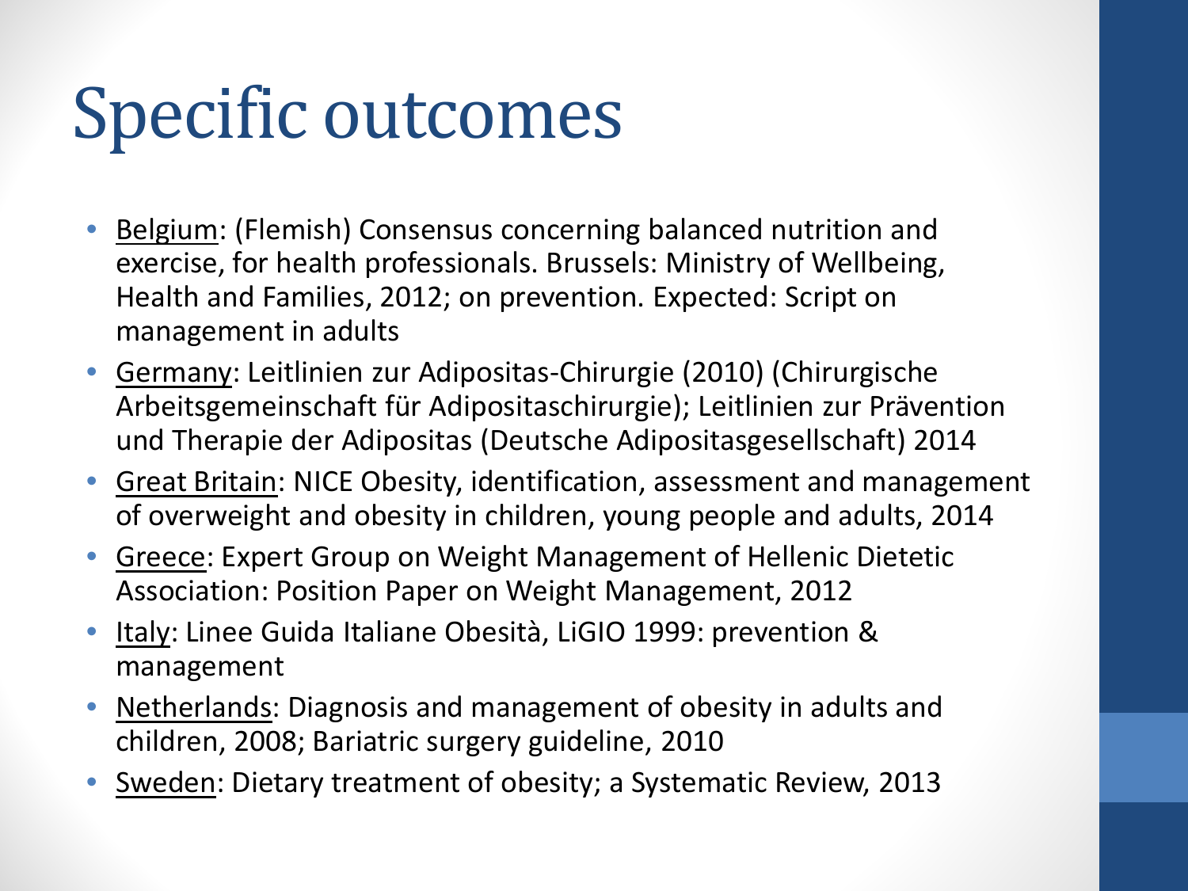# Specific outcomes

- Belgium: (Flemish) Consensus concerning balanced nutrition and exercise, for health professionals. Brussels: Ministry of Wellbeing, Health and Families, 2012; on prevention. Expected: Script on management in adults
- Germany: Leitlinien zur Adipositas-Chirurgie (2010) (Chirurgische Arbeitsgemeinschaft für Adipositaschirurgie); Leitlinien zur Prävention und Therapie der Adipositas (Deutsche Adipositasgesellschaft) 2014
- Great Britain: NICE Obesity, identification, assessment and management of overweight and obesity in children, young people and adults, 2014
- Greece: Expert Group on Weight Management of Hellenic Dietetic Association: Position Paper on Weight Management, 2012
- Italy: Linee Guida Italiane Obesità, LiGIO 1999: prevention & management
- Netherlands: Diagnosis and management of obesity in adults and children, 2008; Bariatric surgery guideline, 2010
- Sweden: Dietary treatment of obesity; a Systematic Review, 2013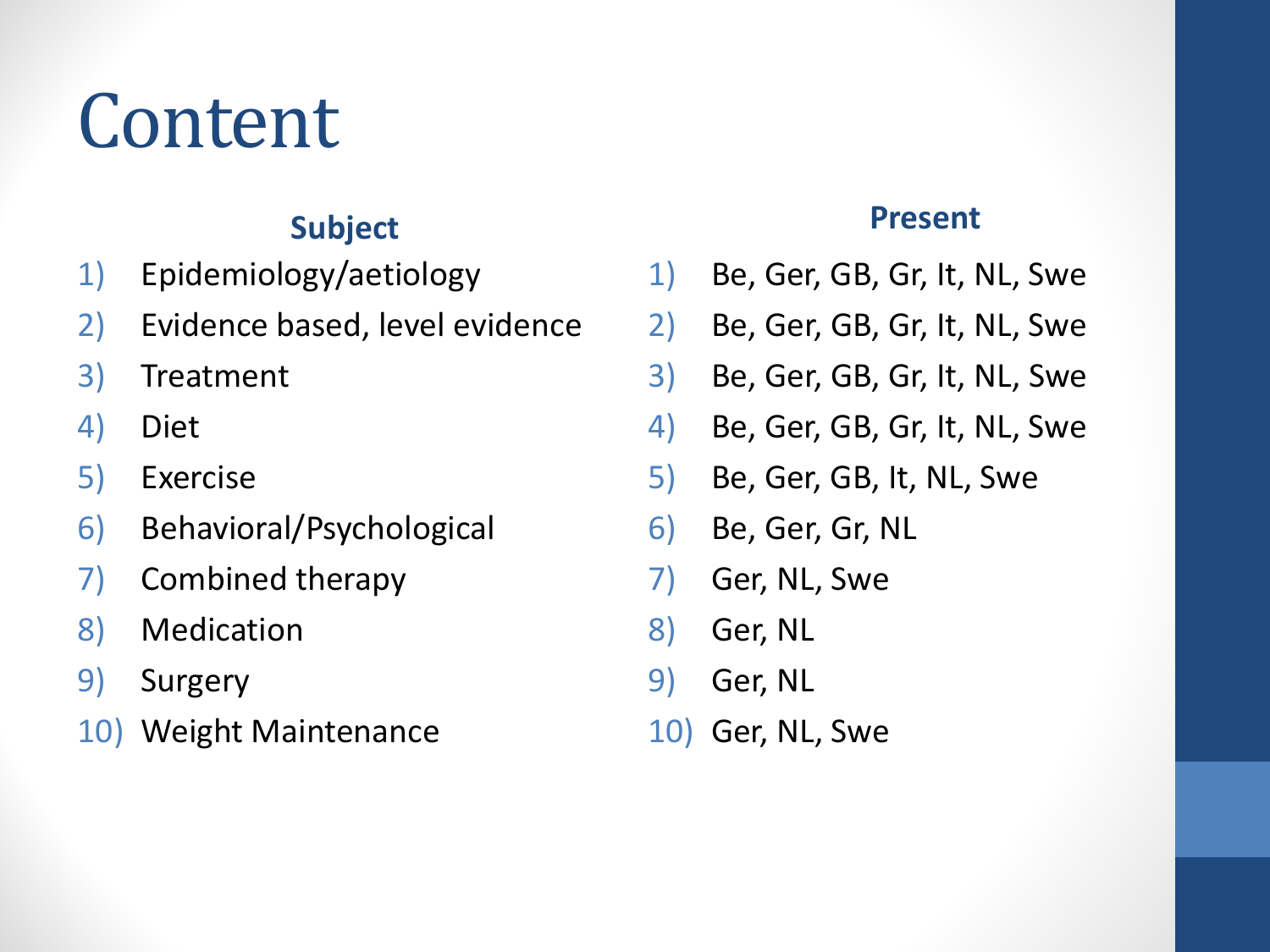# Content

| | Subject | | Present |
|---|---|---|---|
| 1) | Epidemiology/aetiology | 1) | Be, Ger, GB, Gr, It, NL, Swe |
| 2) | Evidence based, level evidence | 2) | Be, Ger, GB, Gr, It, NL, Swe |
| 3) | Treatment | 3) | Be, Ger, GB, Gr, It, NL, Swe |
| 4) | Diet | 4) | Be, Ger, GB, Gr, It, NL, Swe |
| 5) | Exercise | 5) | Be, Ger, GB, It, NL, Swe |
| 6) | Behavioral/Psychological | 6) | Be, Ger, Gr, NL |
| 7) | Combined therapy | 7) | Ger, NL, Swe |
| 8) | Medication | 8) | Ger, NL |
| 9) | Surgery | 9) | Ger, NL |
| 10) | Weight Maintenance | 10) | Ger, NL, Swe |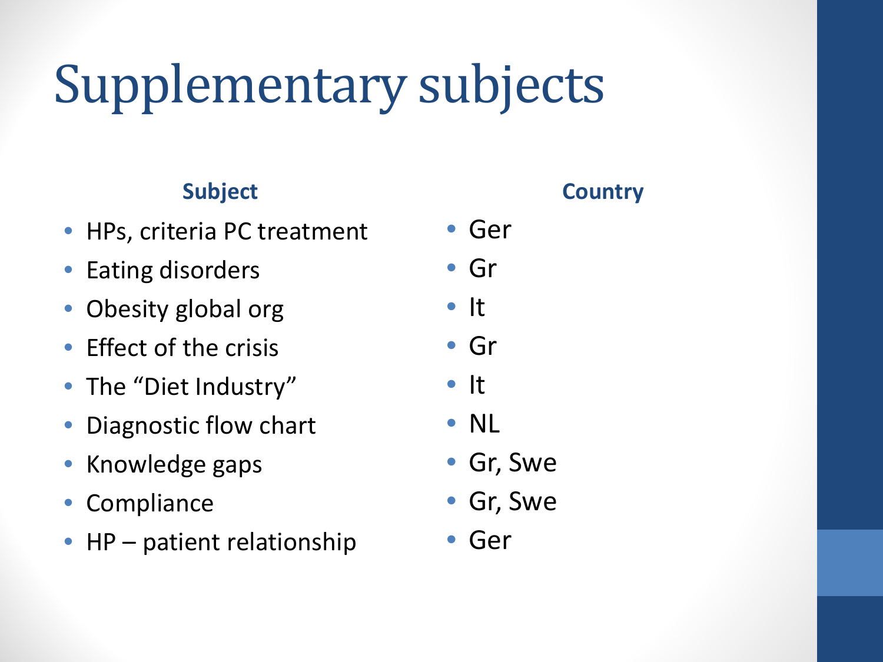# Supplementary subjects

| Subject | Country |
| --- | --- |
| HPs, criteria PC treatment | Ger |
| Eating disorders | Gr |
| Obesity global org | It |
| Effect of the crisis | Gr |
| The “Diet Industry” | It |
| Diagnostic flow chart | NL |
| Knowledge gaps | Gr, Swe |
| Compliance | Gr, Swe |
| HP – patient relationship | Ger |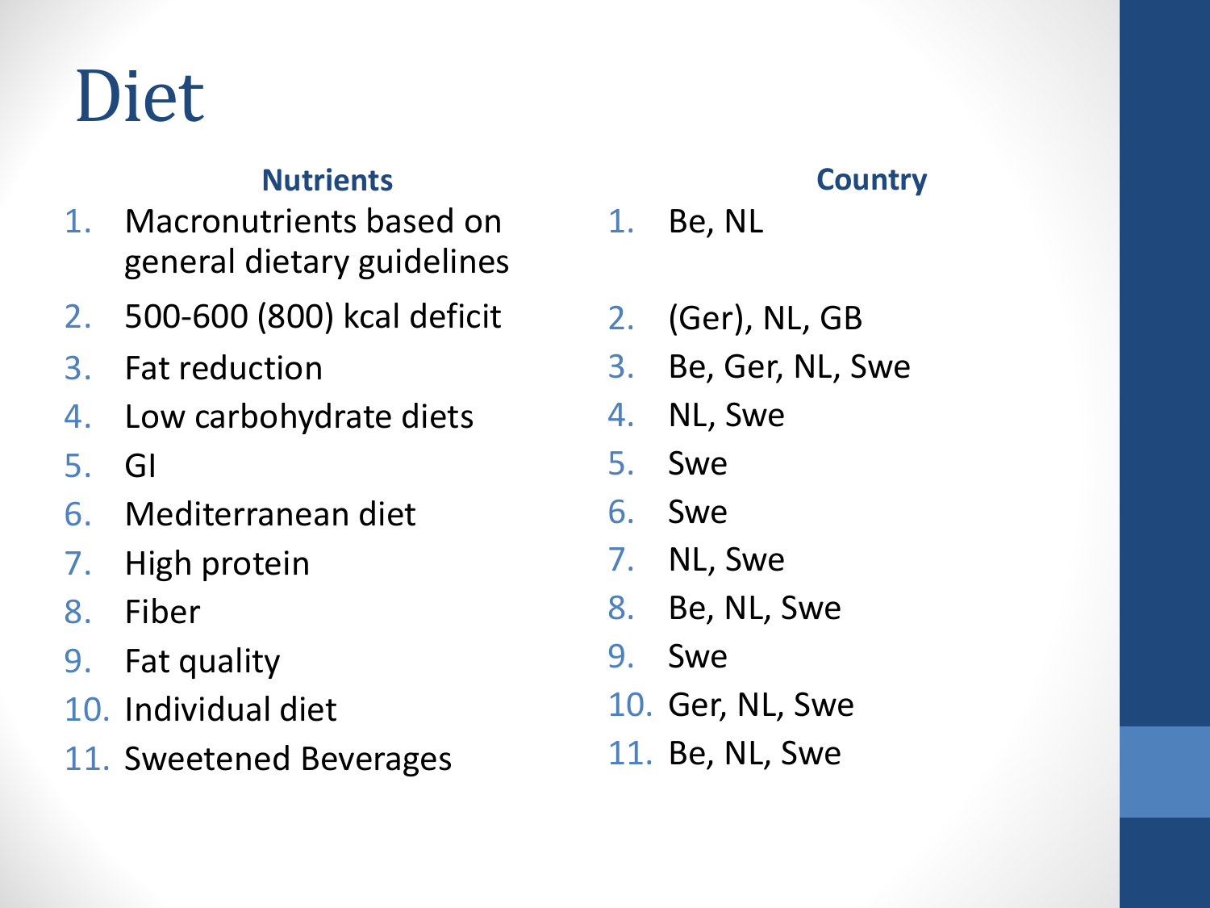# Diet

| | Nutrients | Country |
|---|---|---|
| 1. | Macronutrients based on general dietary guidelines | Be, NL |
| 2. | 500-600 (800) kcal deficit | (Ger), NL, GB |
| 3. | Fat reduction | Be, Ger, NL, Swe |
| 4. | Low carbohydrate diets | NL, Swe |
| 5. | GI | Swe |
| 6. | Mediterranean diet | Swe |
| 7. | High protein | NL, Swe |
| 8. | Fiber | Be, NL, Swe |
| 9. | Fat quality | Swe |
| 10. | Individual diet | Ger, NL, Swe |
| 11. | Sweetened Beverages | Be, NL, Swe |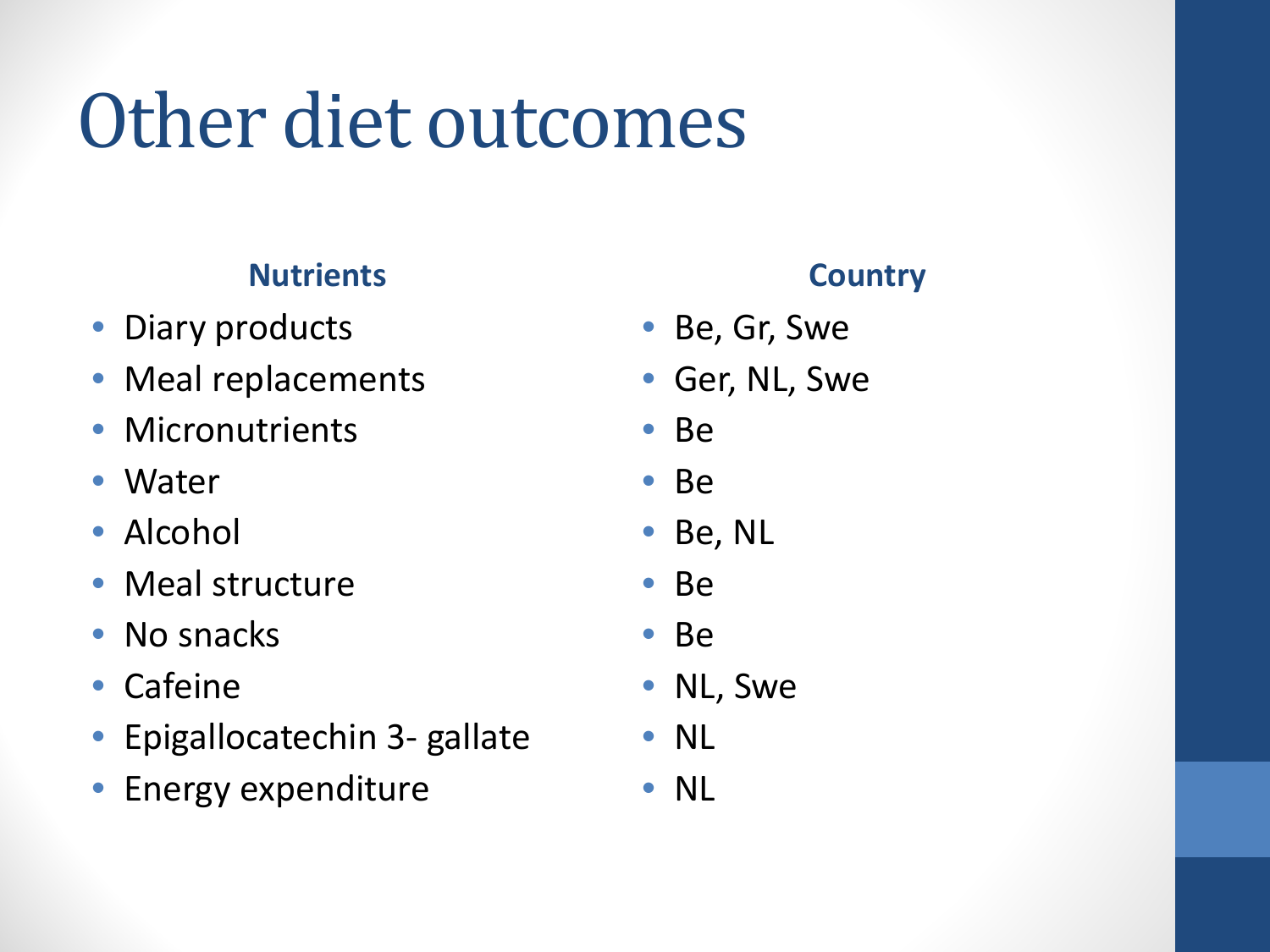# Other diet outcomes

| Nutrients | Country |
| --- | --- |
| Diary products | Be, Gr, Swe |
| Meal replacements | Ger, NL, Swe |
| Micronutrients | Be |
| Water | Be |
| Alcohol | Be, NL |
| Meal structure | Be |
| No snacks | Be |
| Cafeine | NL, Swe |
| Epigallocatechin 3- gallate | NL |
| Energy expenditure | NL |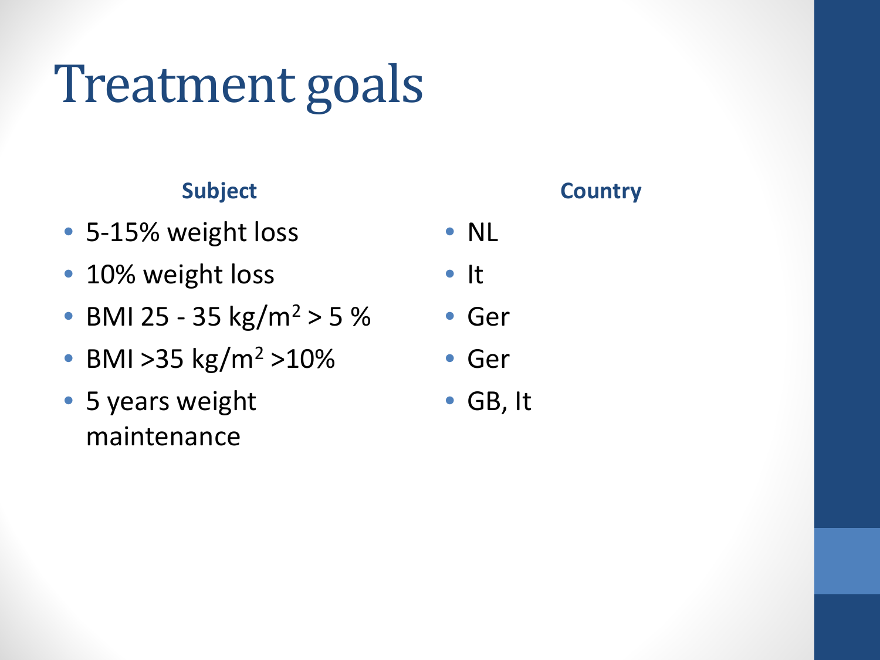# Treatment goals

| Subject | Country |
| --- | --- |
| 5-15% weight loss | NL |
| 10% weight loss | It |
| BMI 25 - 35 $kg/m^2$ > 5 % | Ger |
| BMI >35 $kg/m^2$ >10% | Ger |
| 5 years weight maintenance | GB, It |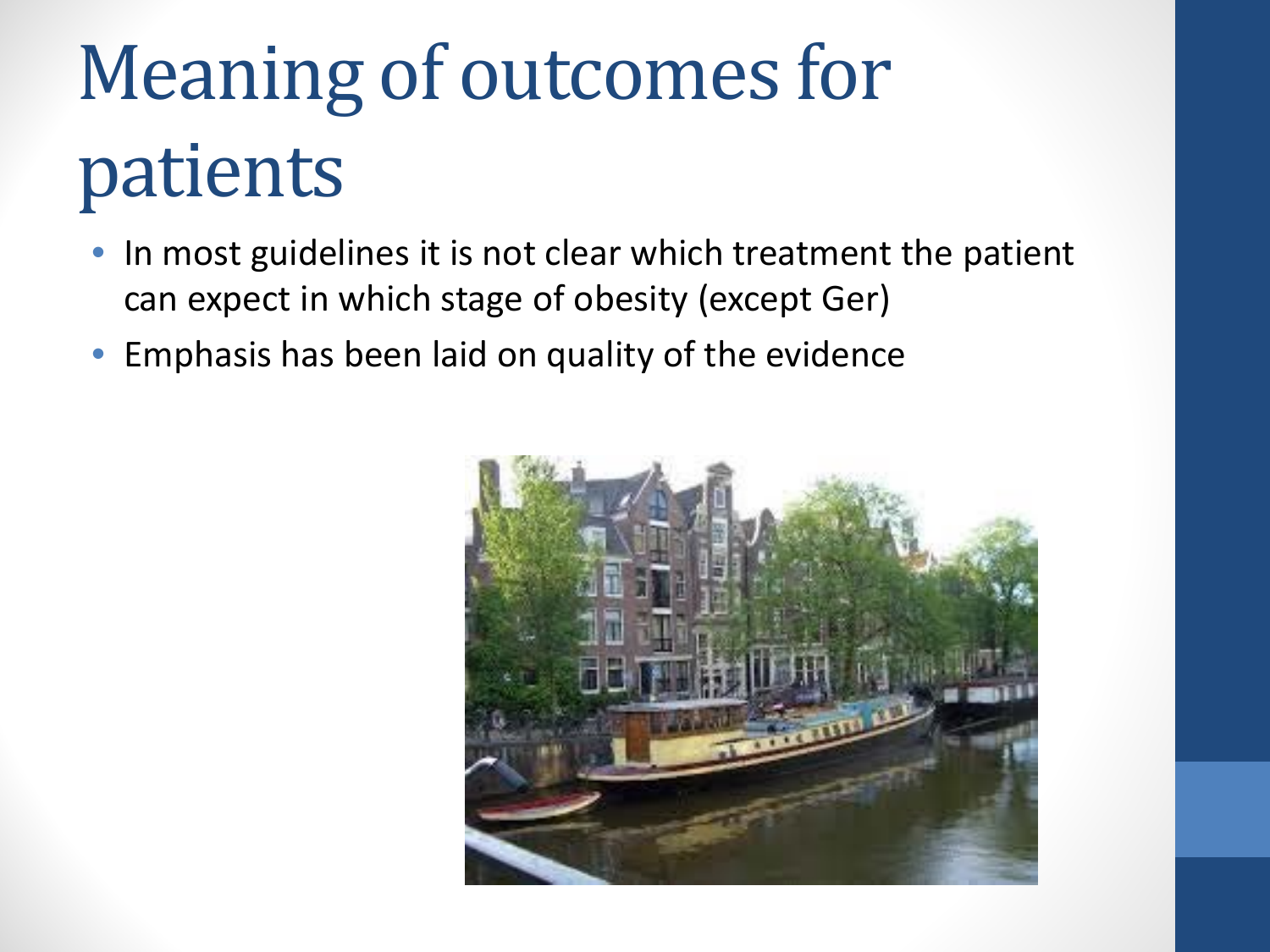# Meaning of outcomes for patients

- In most guidelines it is not clear which treatment the patient can expect in which stage of obesity (except Ger)
- Emphasis has been laid on quality of the evidence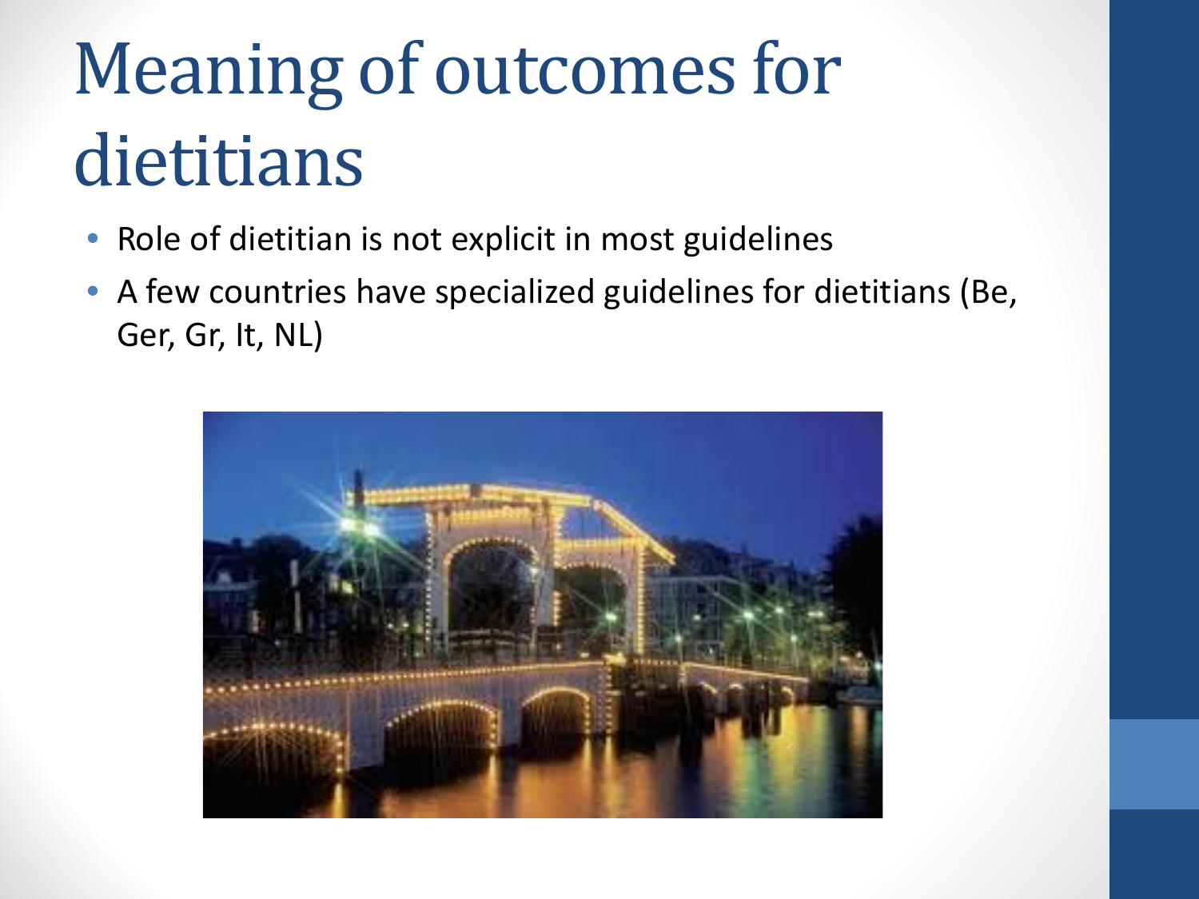# Meaning of outcomes for dietitians

- Role of dietitian is not explicit in most guidelines
- A few countries have specialized guidelines for dietitians (Be, Ger, Gr, It, NL)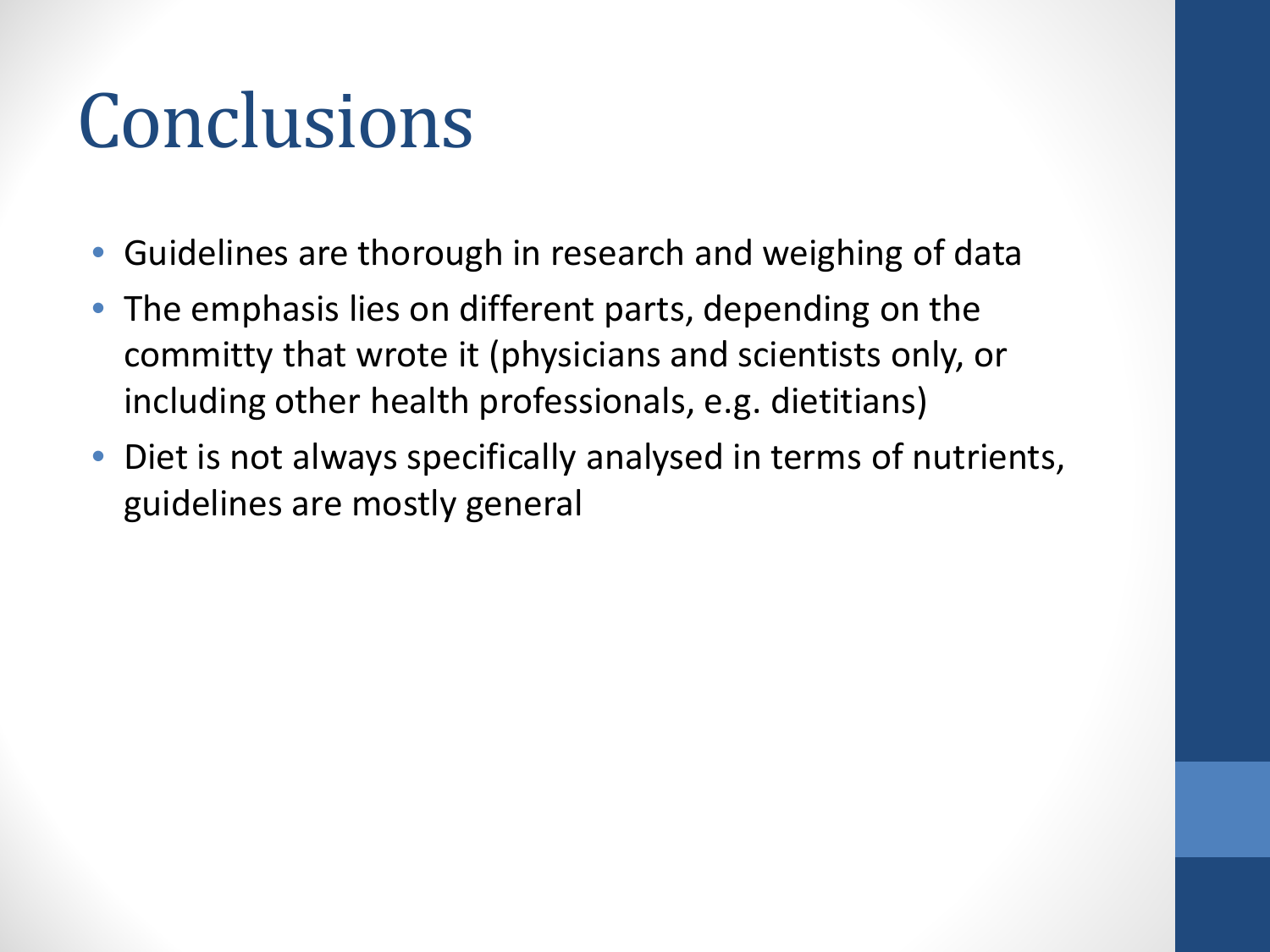# Conclusions

- Guidelines are thorough in research and weighing of data
- The emphasis lies on different parts, depending on the committy that wrote it (physicians and scientists only, or including other health professionals, e.g. dietitians)
- Diet is not always specifically analysed in terms of nutrients, guidelines are mostly general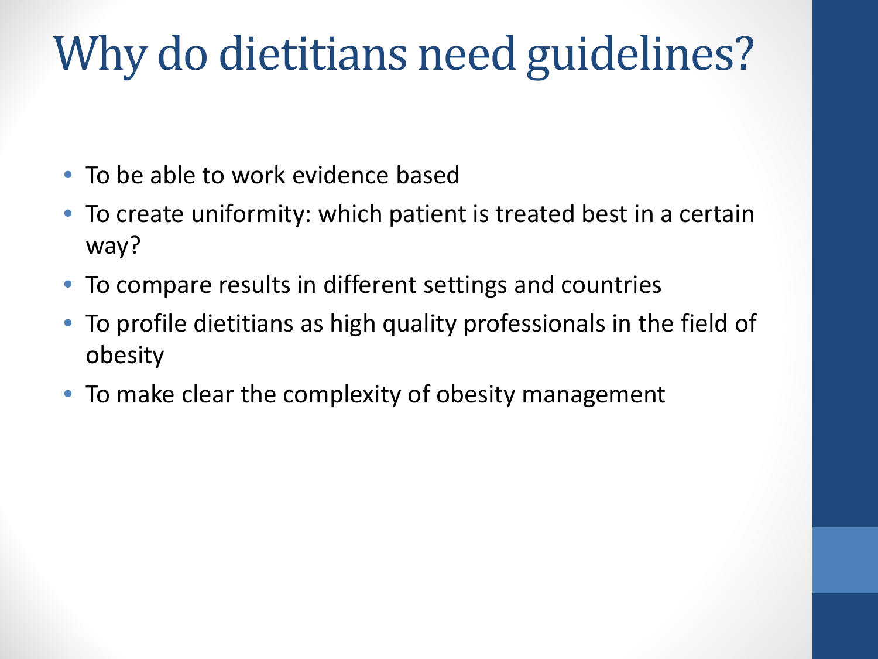# Why do dietitians need guidelines?

- To be able to work evidence based
- To create uniformity: which patient is treated best in a certain way?
- To compare results in different settings and countries
- To profile dietitians as high quality professionals in the field of obesity
- To make clear the complexity of obesity management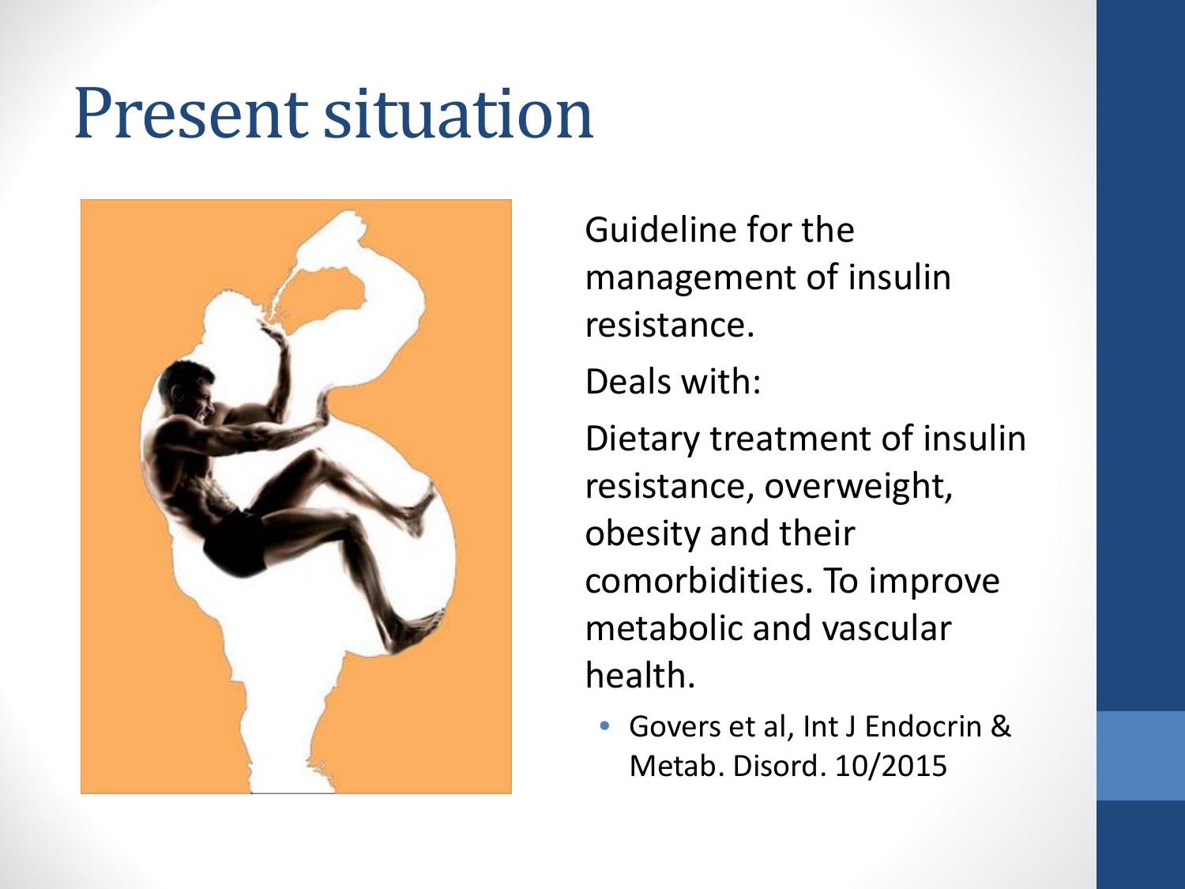# Present situation

Guideline for the management of insulin resistance.

Deals with:

Dietary treatment of insulin resistance, overweight, obesity and their comorbidities. To improve metabolic and vascular health.

- Govers et al, Int J Endocrin & Metab. Disord. 10/2015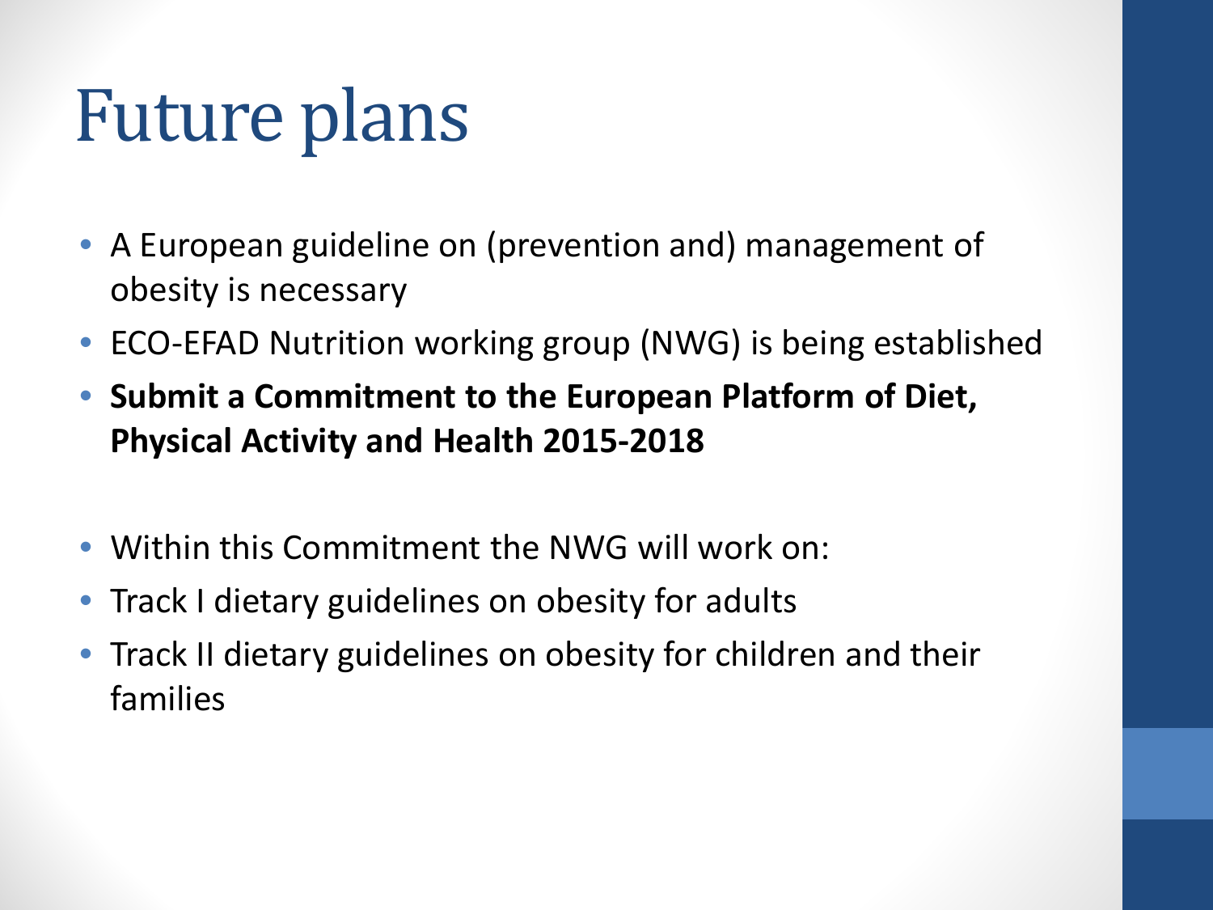# Future plans

- A European guideline on (prevention and) management of obesity is necessary
- ECO-EFAD Nutrition working group (NWG) is being established
- **Submit a Commitment to the European Platform of Diet, Physical Activity and Health 2015-2018**

- Within this Commitment the NWG will work on:
- Track I dietary guidelines on obesity for adults
- Track II dietary guidelines on obesity for children and their families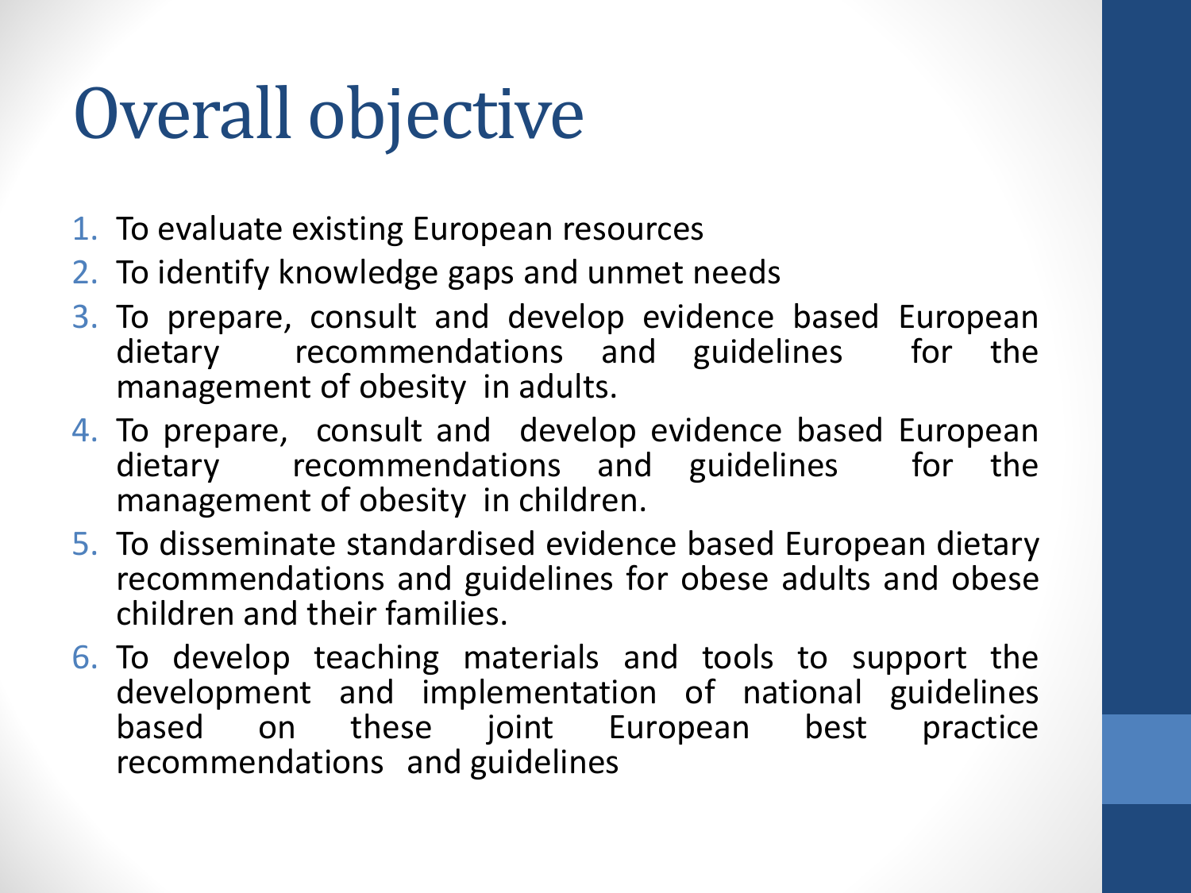# Overall objective

1. To evaluate existing European resources
2. To identify knowledge gaps and unmet needs
3. To prepare, consult and develop evidence based European dietary recommendations and guidelines for the management of obesity in adults.
4. To prepare, consult and develop evidence based European dietary recommendations and guidelines for the management of obesity in children.
5. To disseminate standardised evidence based European dietary recommendations and guidelines for obese adults and obese children and their families.
6. To develop teaching materials and tools to support the development and implementation of national guidelines based on these joint European best practice recommendations and guidelines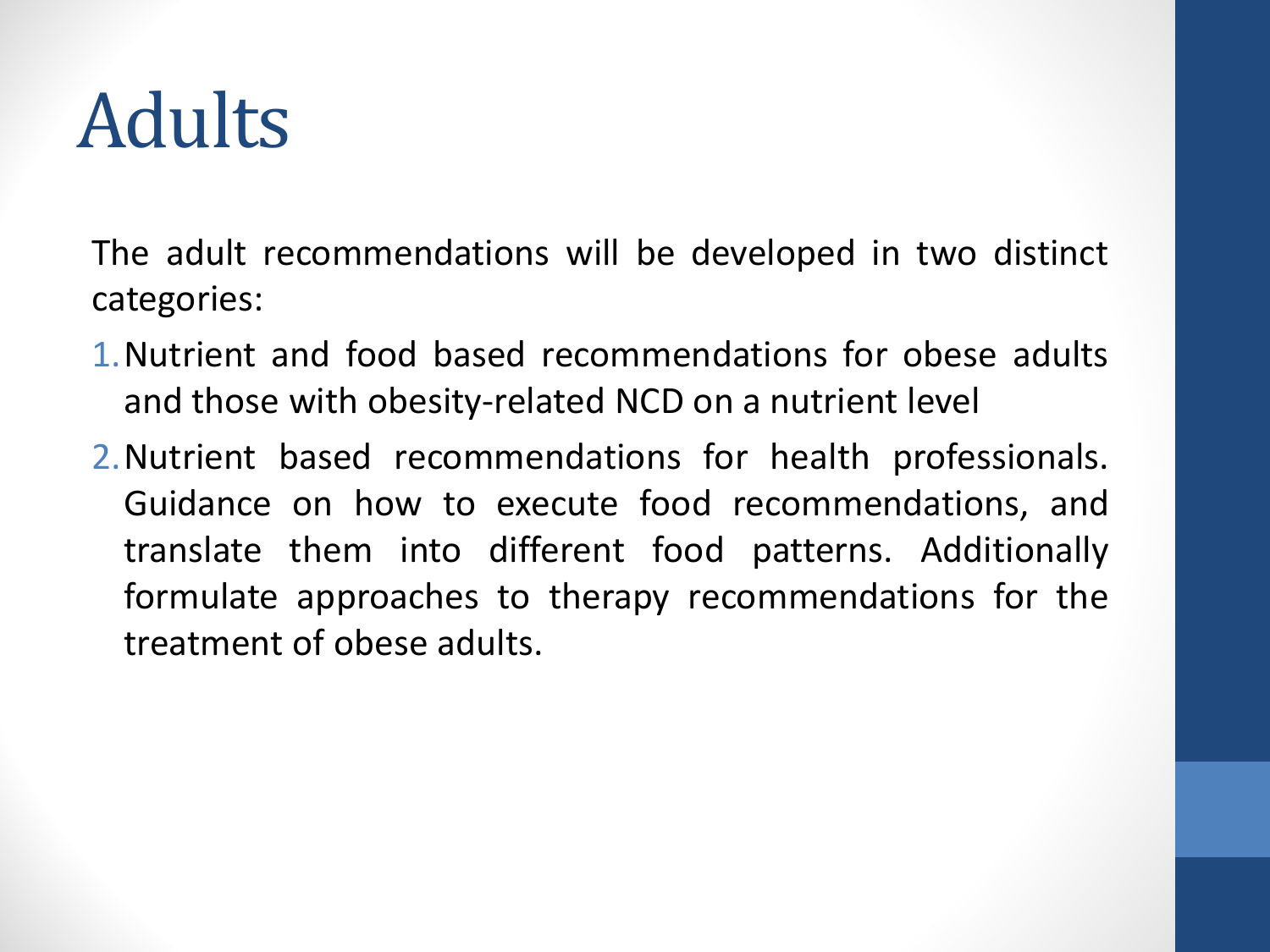# Adults

The adult recommendations will be developed in two distinct categories:

1. Nutrient and food based recommendations for obese adults and those with obesity-related NCD on a nutrient level
2. Nutrient based recommendations for health professionals. Guidance on how to execute food recommendations, and translate them into different food patterns. Additionally formulate approaches to therapy recommendations for the treatment of obese adults.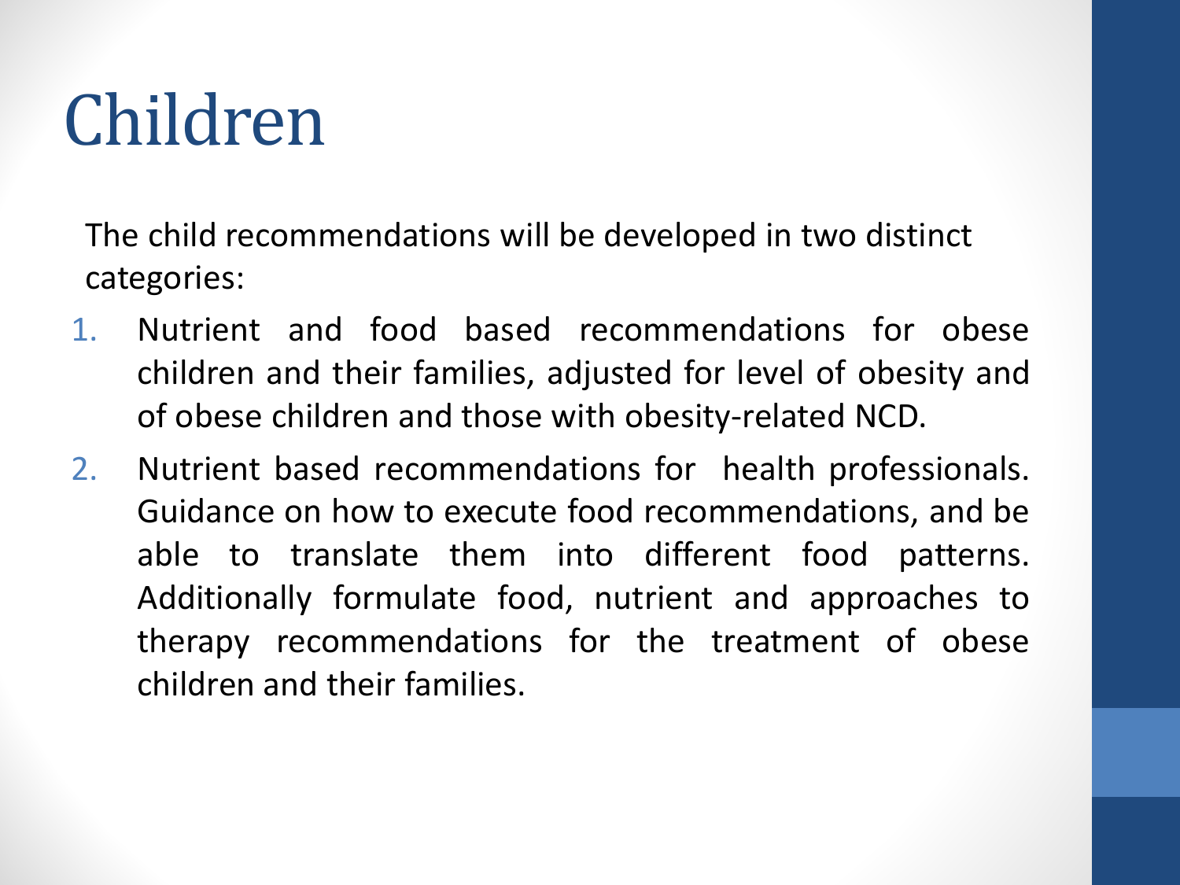# Children

The child recommendations will be developed in two distinct categories:

1. Nutrient and food based recommendations for obese children and their families, adjusted for level of obesity and of obese children and those with obesity-related NCD.
2. Nutrient based recommendations for health professionals. Guidance on how to execute food recommendations, and be able to translate them into different food patterns. Additionally formulate food, nutrient and approaches to therapy recommendations for the treatment of obese children and their families.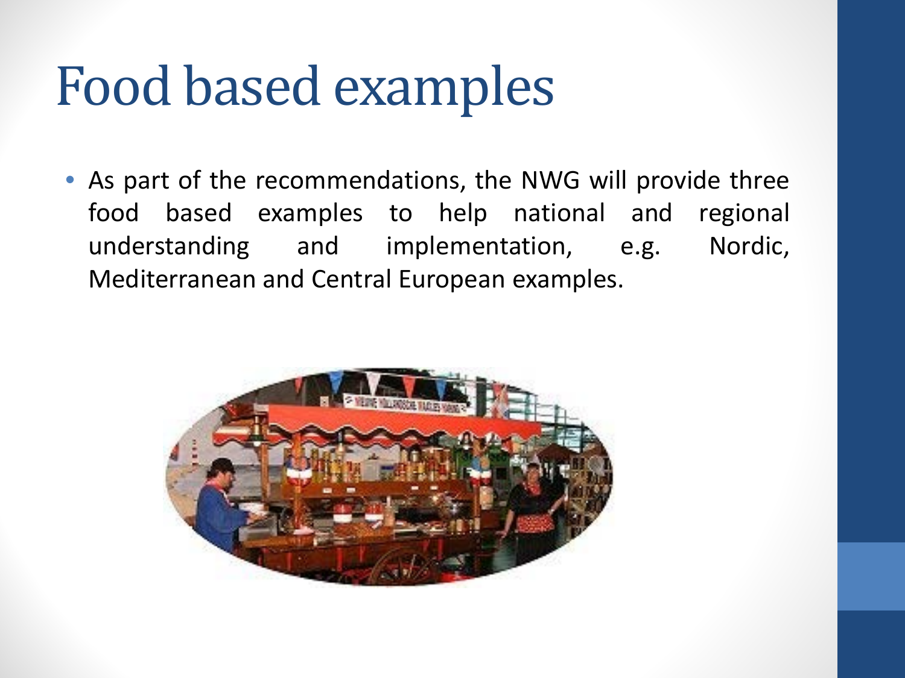# Food based examples

- As part of the recommendations, the NWG will provide three food based examples to help national and regional understanding and implementation, e.g. Nordic, Mediterranean and Central European examples.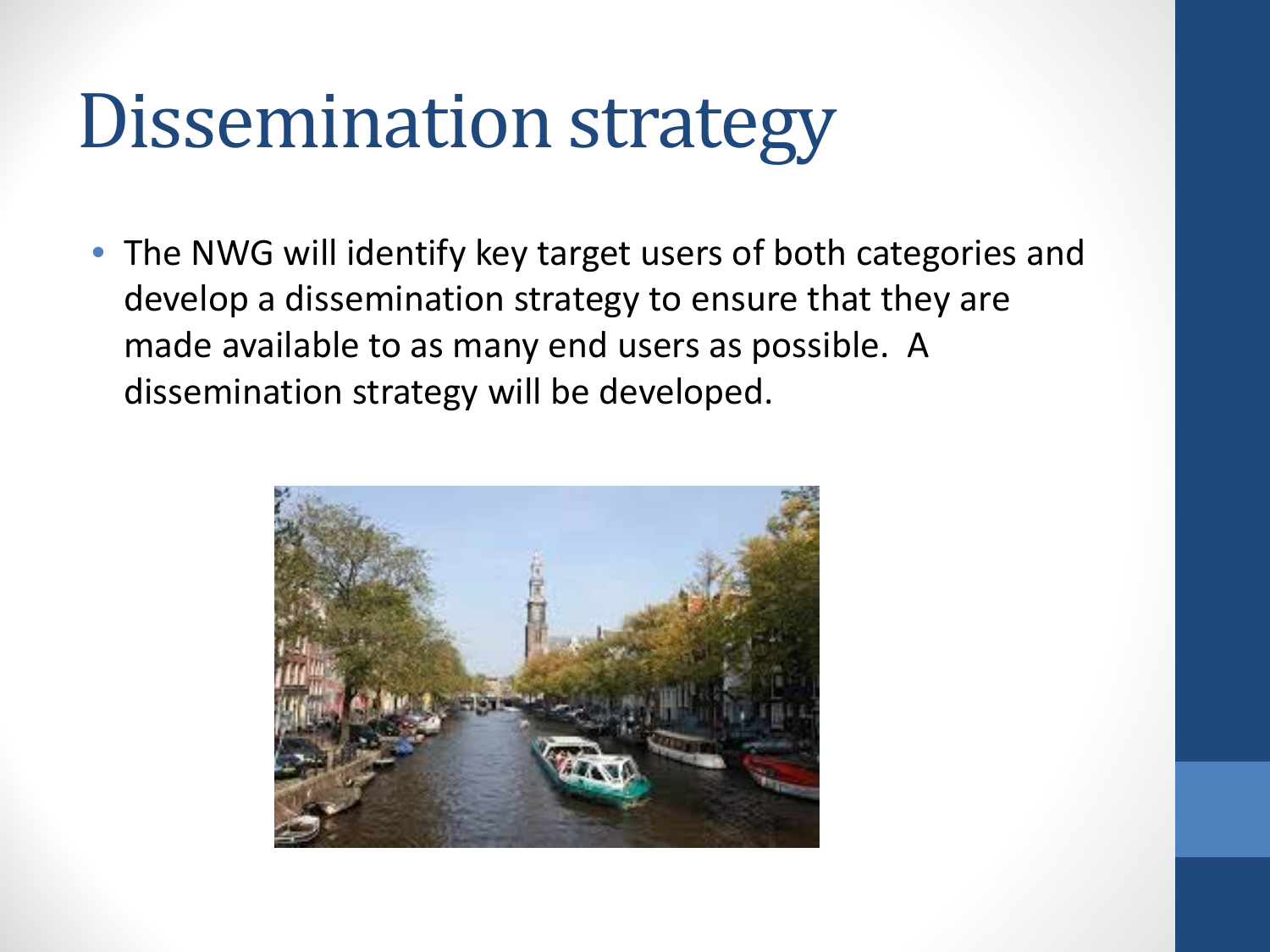# Dissemination strategy

- The NWG will identify key target users of both categories and develop a dissemination strategy to ensure that they are made available to as many end users as possible. A dissemination strategy will be developed.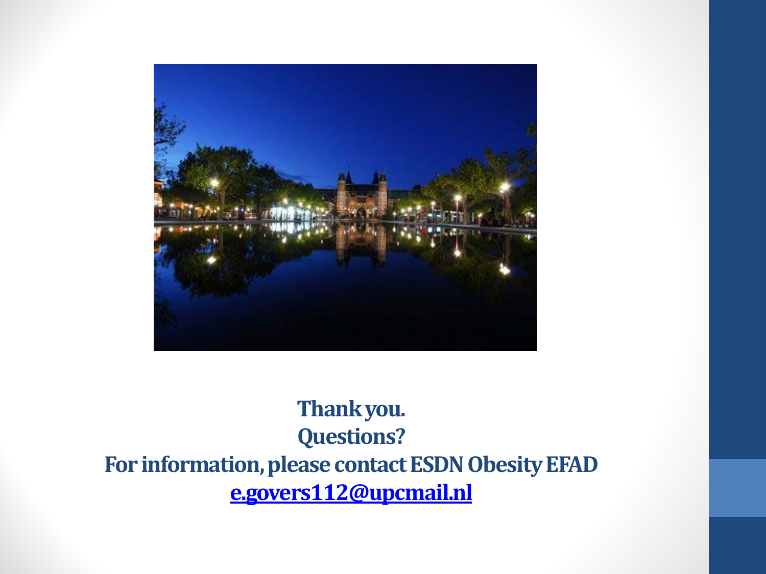**Thank you.**
**Questions?**
**For information, please contact ESDN Obesity EFAD**
**e.govers112@upcmail.nl**